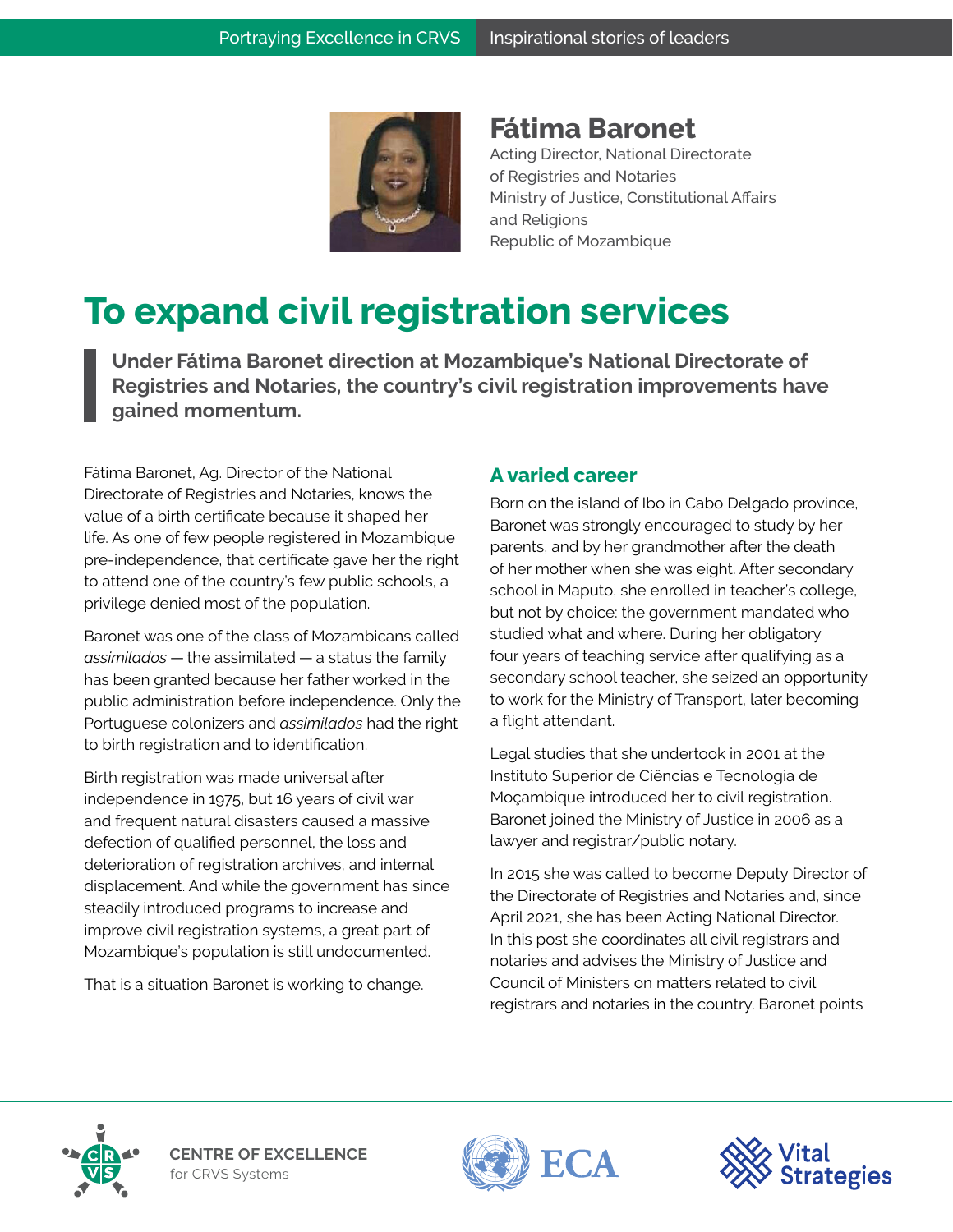# Fátima Baronet

Acting Director, National Directorate of Registries and Notaries
Ministry of Justice, Constitutional Affairs and Religions
Republic of Mozambique

# To expand civil registration services

> **Under Fátima Baronet direction at Mozambique's National Directorate of Registries and Notaries, the country's civil registration improvements have gained momentum.**

Fátima Baronet, Ag. Director of the National Directorate of Registries and Notaries, knows the value of a birth certificate because it shaped her life. As one of few people registered in Mozambique pre-independence, that certificate gave her the right to attend one of the country's few public schools, a privilege denied most of the population.

Baronet was one of the class of Mozambicans called *assimilados* — the assimilated — a status the family has been granted because her father worked in the public administration before independence. Only the Portuguese colonizers and *assimilados* had the right to birth registration and to identification.

Birth registration was made universal after independence in 1975, but 16 years of civil war and frequent natural disasters caused a massive defection of qualified personnel, the loss and deterioration of registration archives, and internal displacement. And while the government has since steadily introduced programs to increase and improve civil registration systems, a great part of Mozambique's population is still undocumented.

That is a situation Baronet is working to change.

## A varied career

Born on the island of Ibo in Cabo Delgado province, Baronet was strongly encouraged to study by her parents, and by her grandmother after the death of her mother when she was eight. After secondary school in Maputo, she enrolled in teacher's college, but not by choice: the government mandated who studied what and where. During her obligatory four years of teaching service after qualifying as a secondary school teacher, she seized an opportunity to work for the Ministry of Transport, later becoming a flight attendant.

Legal studies that she undertook in 2001 at the Instituto Superior de Ciências e Tecnologia de Moçambique introduced her to civil registration. Baronet joined the Ministry of Justice in 2006 as a lawyer and registrar/public notary.

In 2015 she was called to become Deputy Director of the Directorate of Registries and Notaries and, since April 2021, she has been Acting National Director. In this post she coordinates all civil registrars and notaries and advises the Ministry of Justice and Council of Ministers on matters related to civil registrars and notaries in the country. Baronet points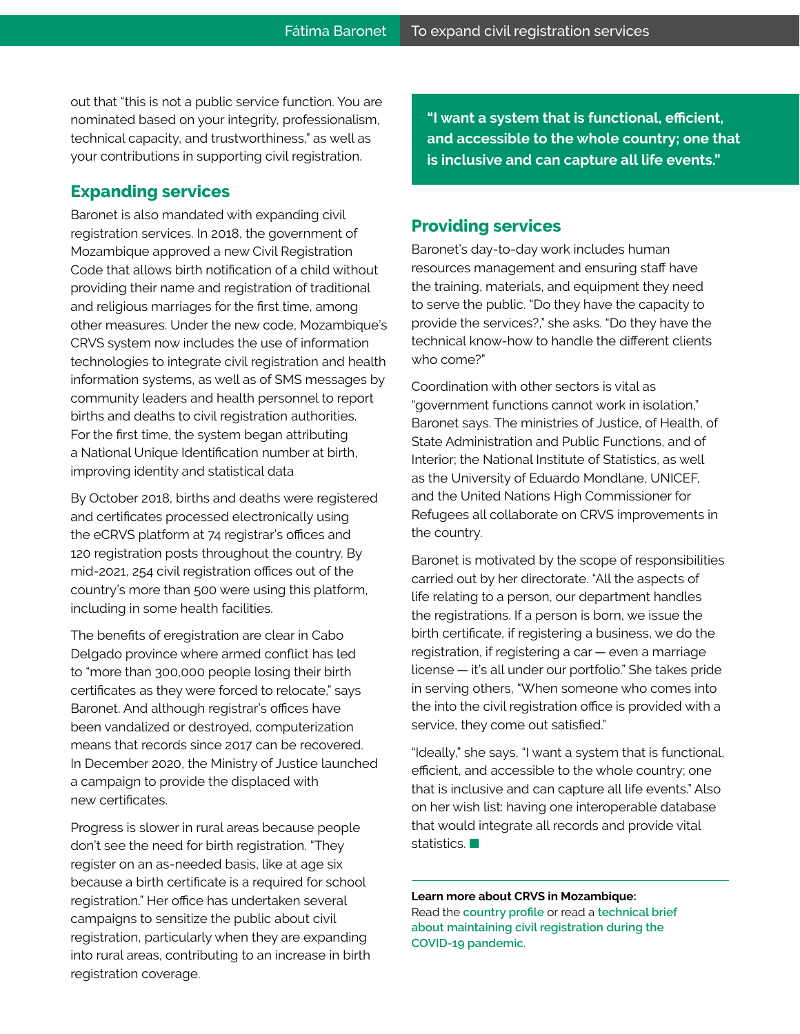out that "this is not a public service function. You are nominated based on your integrity, professionalism, technical capacity, and trustworthiness," as well as your contributions in supporting civil registration.

## Expanding services

Baronet is also mandated with expanding civil registration services. In 2018, the government of Mozambique approved a new Civil Registration Code that allows birth notification of a child without providing their name and registration of traditional and religious marriages for the first time, among other measures. Under the new code, Mozambique's CRVS system now includes the use of information technologies to integrate civil registration and health information systems, as well as of SMS messages by community leaders and health personnel to report births and deaths to civil registration authorities. For the first time, the system began attributing a National Unique Identification number at birth, improving identity and statistical data

By October 2018, births and deaths were registered and certificates processed electronically using the eCRVS platform at 74 registrar's offices and 120 registration posts throughout the country. By mid-2021, 254 civil registration offices out of the country's more than 500 were using this platform, including in some health facilities.

The benefits of eregistration are clear in Cabo Delgado province where armed conflict has led to "more than 300,000 people losing their birth certificates as they were forced to relocate," says Baronet. And although registrar's offices have been vandalized or destroyed, computerization means that records since 2017 can be recovered. In December 2020, the Ministry of Justice launched a campaign to provide the displaced with new certificates.

Progress is slower in rural areas because people don't see the need for birth registration. "They register on an as-needed basis, like at age six because a birth certificate is a required for school registration." Her office has undertaken several campaigns to sensitize the public about civil registration, particularly when they are expanding into rural areas, contributing to an increase in birth registration coverage.

**"I want a system that is functional, efficient, and accessible to the whole country; one that is inclusive and can capture all life events."**

## Providing services

Baronet's day-to-day work includes human resources management and ensuring staff have the training, materials, and equipment they need to serve the public. "Do they have the capacity to provide the services?," she asks. "Do they have the technical know-how to handle the different clients who come?"

Coordination with other sectors is vital as "government functions cannot work in isolation," Baronet says. The ministries of Justice, of Health, of State Administration and Public Functions, and of Interior; the National Institute of Statistics, as well as the University of Eduardo Mondlane, UNICEF, and the United Nations High Commissioner for Refugees all collaborate on CRVS improvements in the country.

Baronet is motivated by the scope of responsibilities carried out by her directorate. "All the aspects of life relating to a person, our department handles the registrations. If a person is born, we issue the birth certificate, if registering a business, we do the registration, if registering a car — even a marriage license — it's all under our portfolio." She takes pride in serving others, "When someone who comes into the into the civil registration office is provided with a service, they come out satisfied."

"Ideally," she says, "I want a system that is functional, efficient, and accessible to the whole country; one that is inclusive and can capture all life events." Also on her wish list: having one interoperable database that would integrate all records and provide vital statistics. ■

---

**Learn more about CRVS in Mozambique:**
Read the **country profile** or read a **technical brief about maintaining civil registration during the COVID-19 pandemic**.